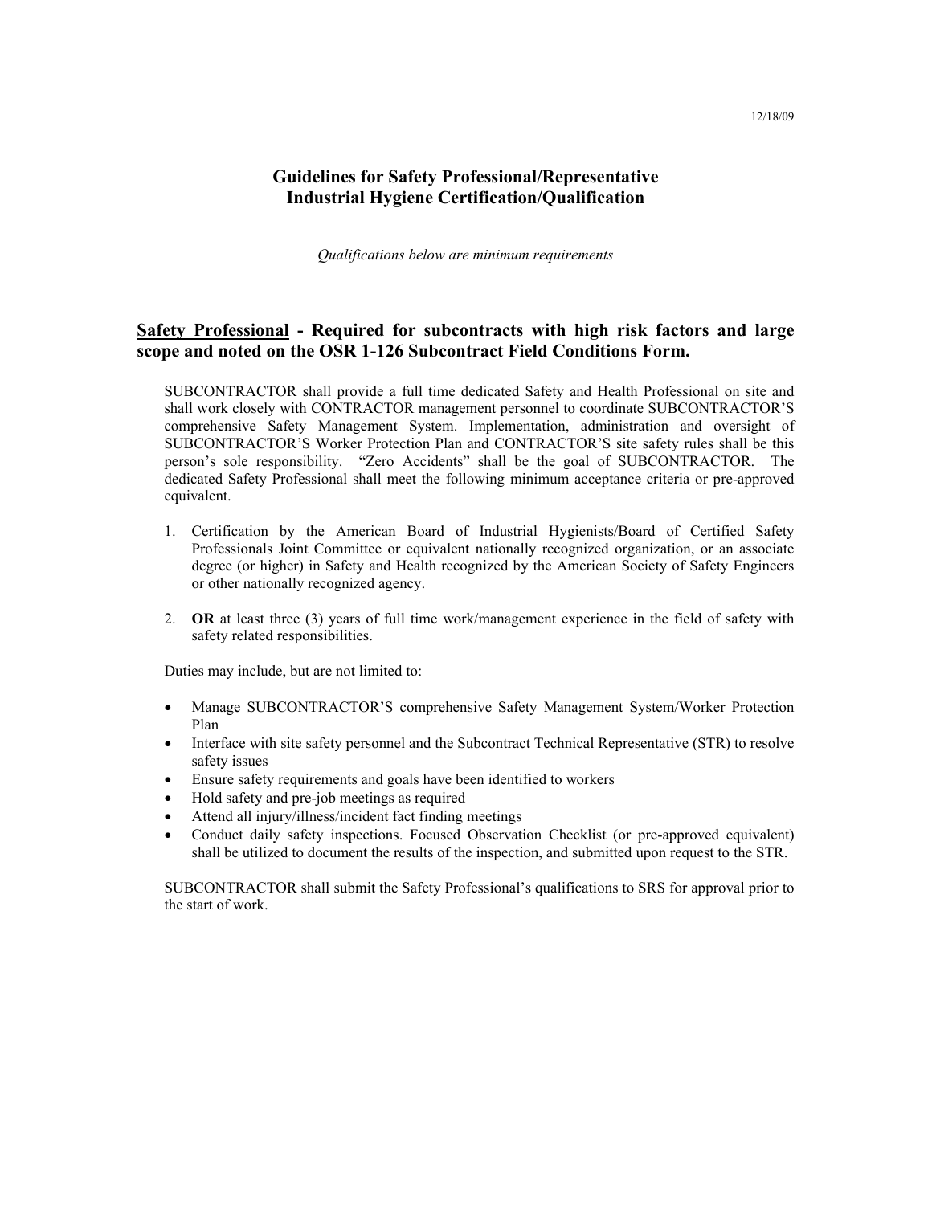12/18/09

# Guidelines for Safety Professional/Representative Industrial Hygiene Certification/Qualification

*Qualifications below are minimum requirements*

## <u>Safety Professional</u> - Required for subcontracts with high risk factors and large scope and noted on the OSR 1-126 Subcontract Field Conditions Form.

SUBCONTRACTOR shall provide a full time dedicated Safety and Health Professional on site and shall work closely with CONTRACTOR management personnel to coordinate SUBCONTRACTOR'S comprehensive Safety Management System. Implementation, administration and oversight of SUBCONTRACTOR'S Worker Protection Plan and CONTRACTOR'S site safety rules shall be this person's sole responsibility. "Zero Accidents" shall be the goal of SUBCONTRACTOR. The dedicated Safety Professional shall meet the following minimum acceptance criteria or pre-approved equivalent.

1. Certification by the American Board of Industrial Hygienists/Board of Certified Safety Professionals Joint Committee or equivalent nationally recognized organization, or an associate degree (or higher) in Safety and Health recognized by the American Society of Safety Engineers or other nationally recognized agency.

2. **OR** at least three (3) years of full time work/management experience in the field of safety with safety related responsibilities.

Duties may include, but are not limited to:

- Manage SUBCONTRACTOR'S comprehensive Safety Management System/Worker Protection Plan
- Interface with site safety personnel and the Subcontract Technical Representative (STR) to resolve safety issues
- Ensure safety requirements and goals have been identified to workers
- Hold safety and pre-job meetings as required
- Attend all injury/illness/incident fact finding meetings
- Conduct daily safety inspections. Focused Observation Checklist (or pre-approved equivalent) shall be utilized to document the results of the inspection, and submitted upon request to the STR.

SUBCONTRACTOR shall submit the Safety Professional's qualifications to SRS for approval prior to the start of work.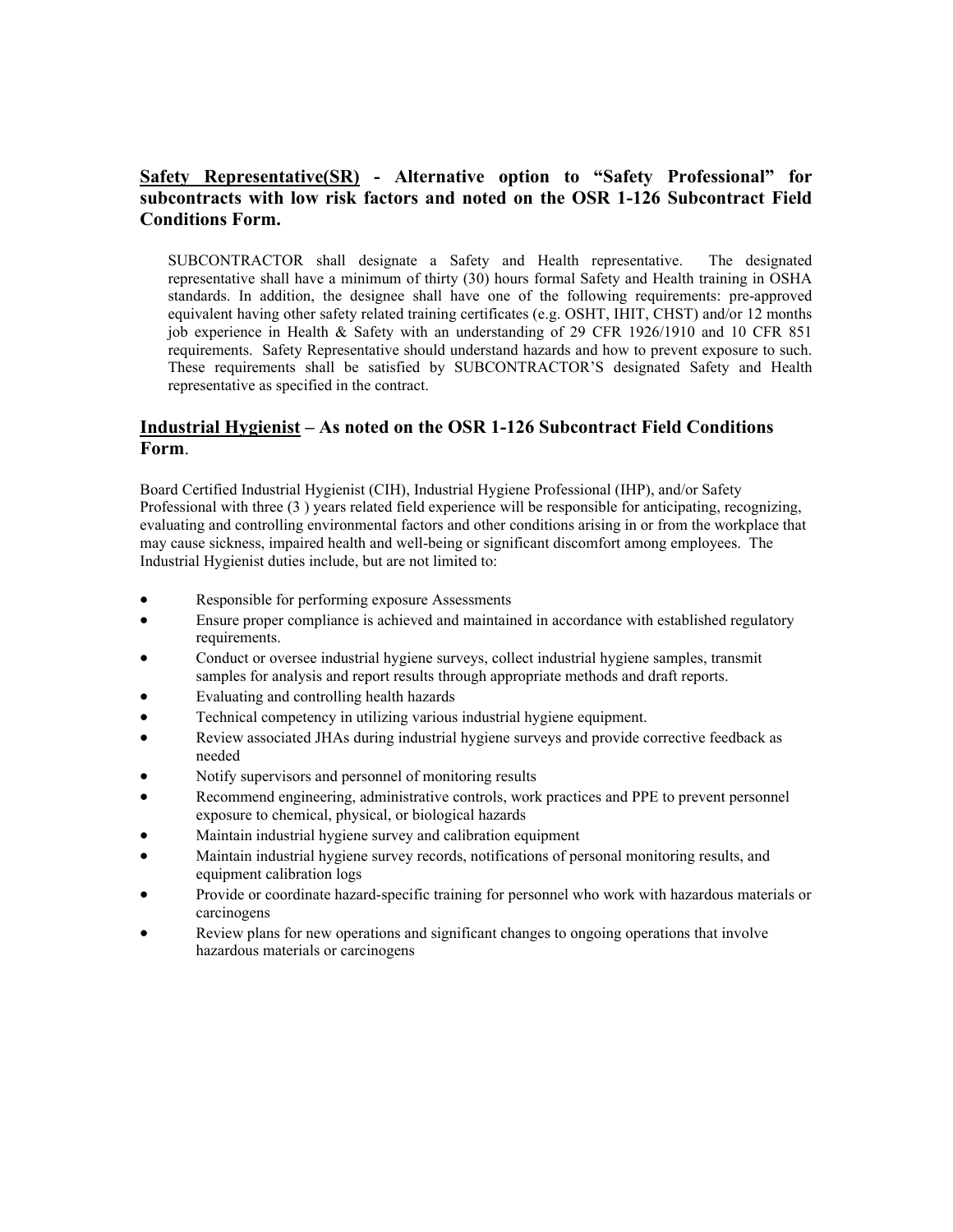**<u>Safety Representative(SR)</u> - Alternative option to "Safety Professional" for subcontracts with low risk factors and noted on the OSR 1-126 Subcontract Field Conditions Form.**

SUBCONTRACTOR shall designate a Safety and Health representative. The designated representative shall have a minimum of thirty (30) hours formal Safety and Health training in OSHA standards. In addition, the designee shall have one of the following requirements: pre-approved equivalent having other safety related training certificates (e.g. OSHT, IHIT, CHST) and/or 12 months job experience in Health & Safety with an understanding of 29 CFR 1926/1910 and 10 CFR 851 requirements. Safety Representative should understand hazards and how to prevent exposure to such. These requirements shall be satisfied by SUBCONTRACTOR'S designated Safety and Health representative as specified in the contract.

**<u>Industrial Hygienist</u> – As noted on the OSR 1-126 Subcontract Field Conditions Form**.

Board Certified Industrial Hygienist (CIH), Industrial Hygiene Professional (IHP), and/or Safety Professional with three (3 ) years related field experience will be responsible for anticipating, recognizing, evaluating and controlling environmental factors and other conditions arising in or from the workplace that may cause sickness, impaired health and well-being or significant discomfort among employees. The Industrial Hygienist duties include, but are not limited to:

- Responsible for performing exposure Assessments
- Ensure proper compliance is achieved and maintained in accordance with established regulatory requirements.
- Conduct or oversee industrial hygiene surveys, collect industrial hygiene samples, transmit samples for analysis and report results through appropriate methods and draft reports.
- Evaluating and controlling health hazards
- Technical competency in utilizing various industrial hygiene equipment.
- Review associated JHAs during industrial hygiene surveys and provide corrective feedback as needed
- Notify supervisors and personnel of monitoring results
- Recommend engineering, administrative controls, work practices and PPE to prevent personnel exposure to chemical, physical, or biological hazards
- Maintain industrial hygiene survey and calibration equipment
- Maintain industrial hygiene survey records, notifications of personal monitoring results, and equipment calibration logs
- Provide or coordinate hazard-specific training for personnel who work with hazardous materials or carcinogens
- Review plans for new operations and significant changes to ongoing operations that involve hazardous materials or carcinogens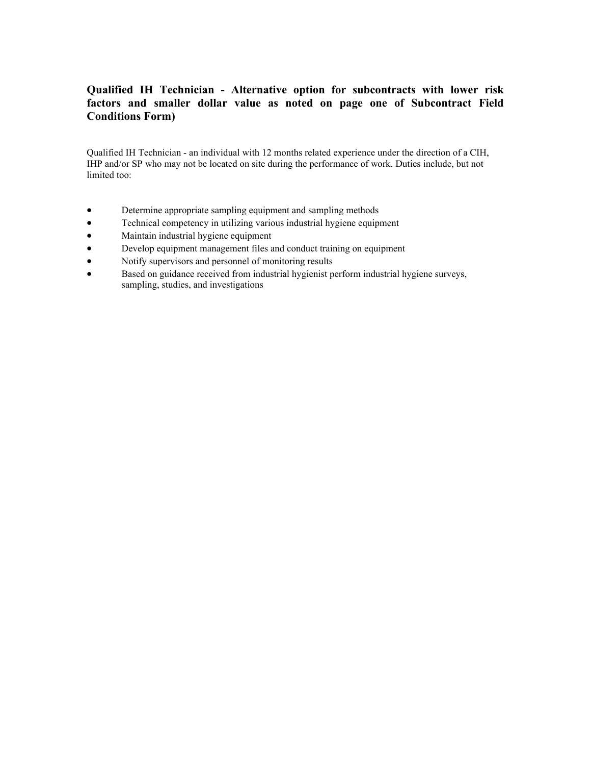**Qualified IH Technician - Alternative option for subcontracts with lower risk factors and smaller dollar value as noted on page one of Subcontract Field Conditions Form)**

Qualified IH Technician - an individual with 12 months related experience under the direction of a CIH, IHP and/or SP who may not be located on site during the performance of work. Duties include, but not limited too:

- Determine appropriate sampling equipment and sampling methods
- Technical competency in utilizing various industrial hygiene equipment
- Maintain industrial hygiene equipment
- Develop equipment management files and conduct training on equipment
- Notify supervisors and personnel of monitoring results
- Based on guidance received from industrial hygienist perform industrial hygiene surveys, sampling, studies, and investigations